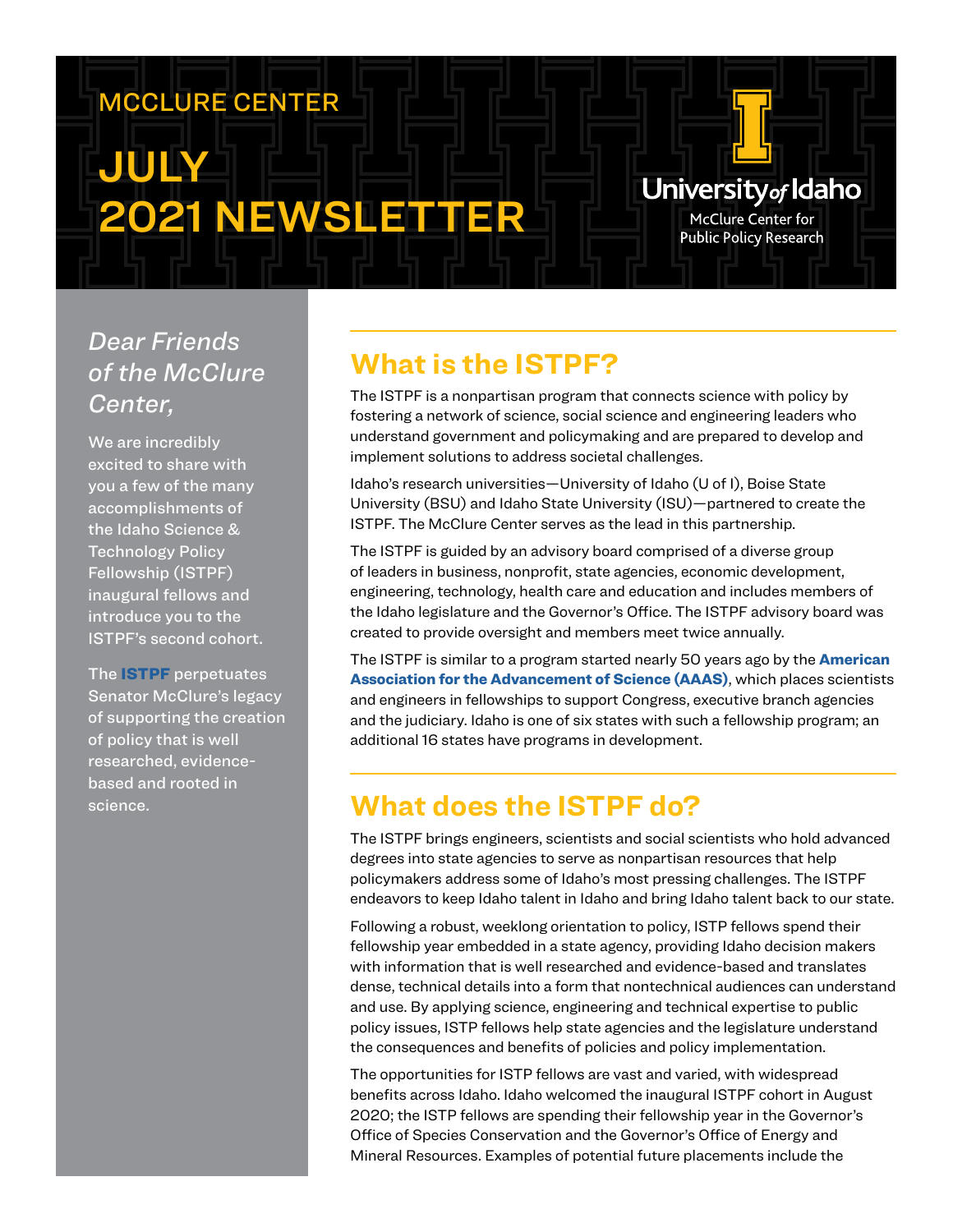MCCLURE CENTER

# JULY 2021 NEWSLETTER

University of Idaho
McClure Center for Public Policy Research

*Dear Friends of the McClure Center,*

We are incredibly excited to share with you a few of the many accomplishments of the Idaho Science & Technology Policy Fellowship (ISTPF) inaugural fellows and introduce you to the ISTPF's second cohort.

The **ISTPF** perpetuates Senator McClure's legacy of supporting the creation of policy that is well researched, evidence-based and rooted in science.

## What is the ISTPF?

The ISTPF is a nonpartisan program that connects science with policy by fostering a network of science, social science and engineering leaders who understand government and policymaking and are prepared to develop and implement solutions to address societal challenges.

Idaho's research universities—University of Idaho (U of I), Boise State University (BSU) and Idaho State University (ISU)—partnered to create the ISTPF. The McClure Center serves as the lead in this partnership.

The ISTPF is guided by an advisory board comprised of a diverse group of leaders in business, nonprofit, state agencies, economic development, engineering, technology, health care and education and includes members of the Idaho legislature and the Governor's Office. The ISTPF advisory board was created to provide oversight and members meet twice annually.

The ISTPF is similar to a program started nearly 50 years ago by the **American Association for the Advancement of Science (AAAS)**, which places scientists and engineers in fellowships to support Congress, executive branch agencies and the judiciary. Idaho is one of six states with such a fellowship program; an additional 16 states have programs in development.

## What does the ISTPF do?

The ISTPF brings engineers, scientists and social scientists who hold advanced degrees into state agencies to serve as nonpartisan resources that help policymakers address some of Idaho's most pressing challenges. The ISTPF endeavors to keep Idaho talent in Idaho and bring Idaho talent back to our state.

Following a robust, weeklong orientation to policy, ISTP fellows spend their fellowship year embedded in a state agency, providing Idaho decision makers with information that is well researched and evidence-based and translates dense, technical details into a form that nontechnical audiences can understand and use. By applying science, engineering and technical expertise to public policy issues, ISTP fellows help state agencies and the legislature understand the consequences and benefits of policies and policy implementation.

The opportunities for ISTP fellows are vast and varied, with widespread benefits across Idaho. Idaho welcomed the inaugural ISTPF cohort in August 2020; the ISTP fellows are spending their fellowship year in the Governor's Office of Species Conservation and the Governor's Office of Energy and Mineral Resources. Examples of potential future placements include the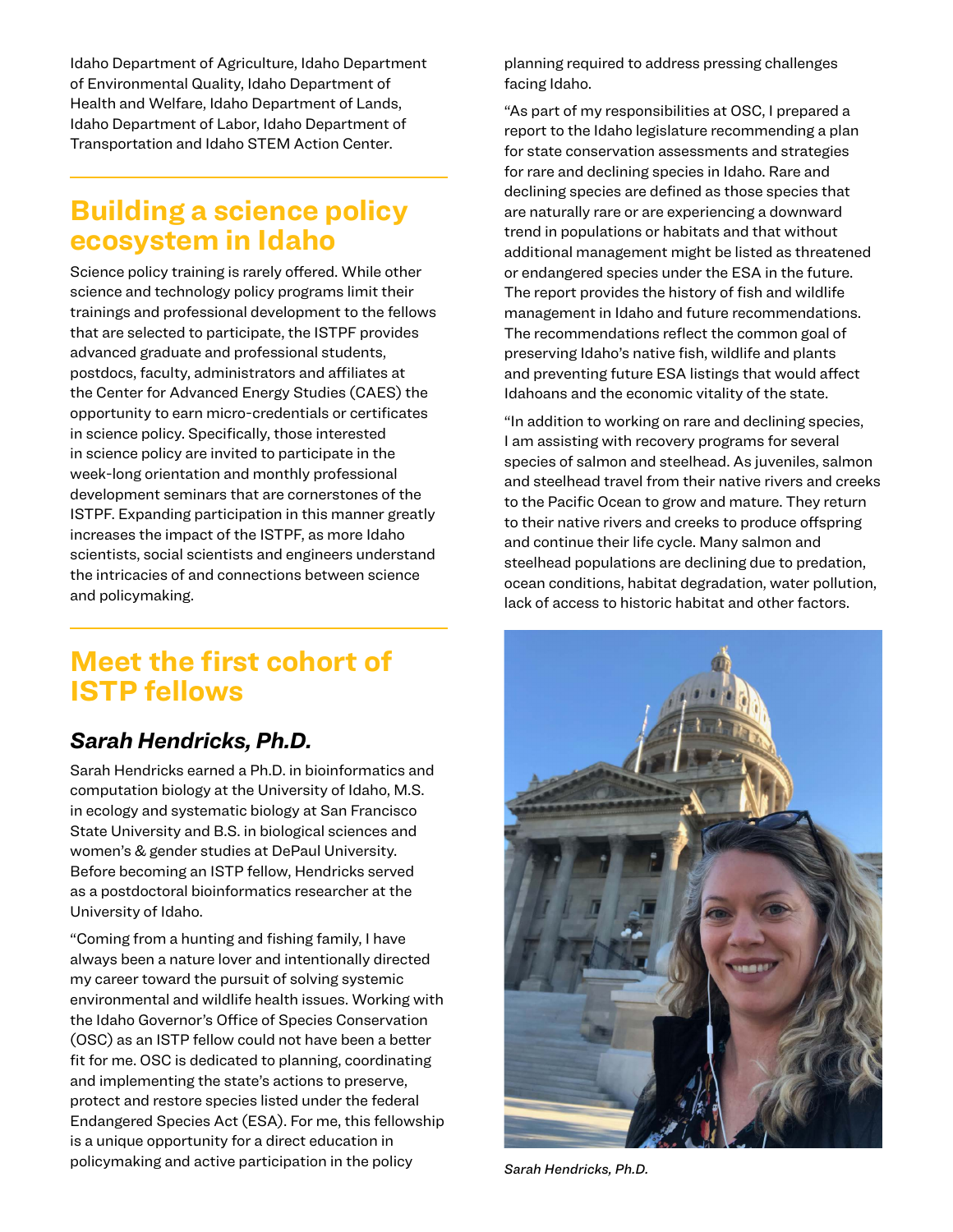Idaho Department of Agriculture, Idaho Department of Environmental Quality, Idaho Department of Health and Welfare, Idaho Department of Lands, Idaho Department of Labor, Idaho Department of Transportation and Idaho STEM Action Center.

## Building a science policy ecosystem in Idaho

Science policy training is rarely offered. While other science and technology policy programs limit their trainings and professional development to the fellows that are selected to participate, the ISTPF provides advanced graduate and professional students, postdocs, faculty, administrators and affiliates at the Center for Advanced Energy Studies (CAES) the opportunity to earn micro-credentials or certificates in science policy. Specifically, those interested in science policy are invited to participate in the week-long orientation and monthly professional development seminars that are cornerstones of the ISTPF. Expanding participation in this manner greatly increases the impact of the ISTPF, as more Idaho scientists, social scientists and engineers understand the intricacies of and connections between science and policymaking.

## Meet the first cohort of ISTP fellows

### *Sarah Hendricks, Ph.D.*

Sarah Hendricks earned a Ph.D. in bioinformatics and computation biology at the University of Idaho, M.S. in ecology and systematic biology at San Francisco State University and B.S. in biological sciences and women's & gender studies at DePaul University. Before becoming an ISTP fellow, Hendricks served as a postdoctoral bioinformatics researcher at the University of Idaho.

"Coming from a hunting and fishing family, I have always been a nature lover and intentionally directed my career toward the pursuit of solving systemic environmental and wildlife health issues. Working with the Idaho Governor's Office of Species Conservation (OSC) as an ISTP fellow could not have been a better fit for me. OSC is dedicated to planning, coordinating and implementing the state's actions to preserve, protect and restore species listed under the federal Endangered Species Act (ESA). For me, this fellowship is a unique opportunity for a direct education in policymaking and active participation in the policy planning required to address pressing challenges facing Idaho.

"As part of my responsibilities at OSC, I prepared a report to the Idaho legislature recommending a plan for state conservation assessments and strategies for rare and declining species in Idaho. Rare and declining species are defined as those species that are naturally rare or are experiencing a downward trend in populations or habitats and that without additional management might be listed as threatened or endangered species under the ESA in the future. The report provides the history of fish and wildlife management in Idaho and future recommendations. The recommendations reflect the common goal of preserving Idaho's native fish, wildlife and plants and preventing future ESA listings that would affect Idahoans and the economic vitality of the state.

"In addition to working on rare and declining species, I am assisting with recovery programs for several species of salmon and steelhead. As juveniles, salmon and steelhead travel from their native rivers and creeks to the Pacific Ocean to grow and mature. They return to their native rivers and creeks to produce offspring and continue their life cycle. Many salmon and steelhead populations are declining due to predation, ocean conditions, habitat degradation, water pollution, lack of access to historic habitat and other factors.

*Sarah Hendricks, Ph.D.*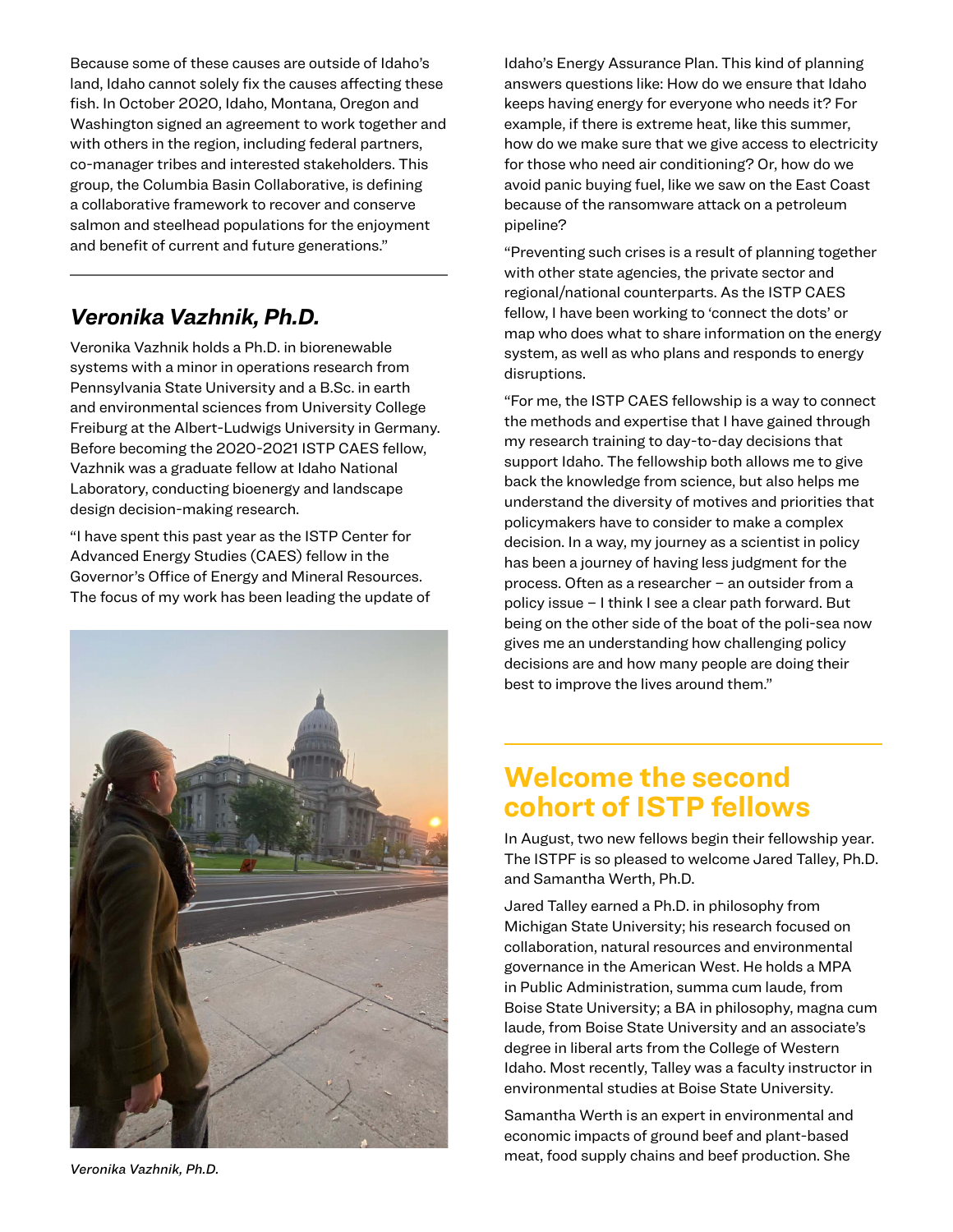Because some of these causes are outside of Idaho's land, Idaho cannot solely fix the causes affecting these fish. In October 2020, Idaho, Montana, Oregon and Washington signed an agreement to work together and with others in the region, including federal partners, co-manager tribes and interested stakeholders. This group, the Columbia Basin Collaborative, is defining a collaborative framework to recover and conserve salmon and steelhead populations for the enjoyment and benefit of current and future generations."

## *Veronika Vazhnik, Ph.D.*

Veronika Vazhnik holds a Ph.D. in biorenewable systems with a minor in operations research from Pennsylvania State University and a B.Sc. in earth and environmental sciences from University College Freiburg at the Albert-Ludwigs University in Germany. Before becoming the 2020-2021 ISTP CAES fellow, Vazhnik was a graduate fellow at Idaho National Laboratory, conducting bioenergy and landscape design decision-making research.

"I have spent this past year as the ISTP Center for Advanced Energy Studies (CAES) fellow in the Governor's Office of Energy and Mineral Resources. The focus of my work has been leading the update of Idaho's Energy Assurance Plan. This kind of planning answers questions like: How do we ensure that Idaho keeps having energy for everyone who needs it? For example, if there is extreme heat, like this summer, how do we make sure that we give access to electricity for those who need air conditioning? Or, how do we avoid panic buying fuel, like we saw on the East Coast because of the ransomware attack on a petroleum pipeline?

"Preventing such crises is a result of planning together with other state agencies, the private sector and regional/national counterparts. As the ISTP CAES fellow, I have been working to 'connect the dots' or map who does what to share information on the energy system, as well as who plans and responds to energy disruptions.

"For me, the ISTP CAES fellowship is a way to connect the methods and expertise that I have gained through my research training to day-to-day decisions that support Idaho. The fellowship both allows me to give back the knowledge from science, but also helps me understand the diversity of motives and priorities that policymakers have to consider to make a complex decision. In a way, my journey as a scientist in policy has been a journey of having less judgment for the process. Often as a researcher – an outsider from a policy issue – I think I see a clear path forward. But being on the other side of the boat of the poli-sea now gives me an understanding how challenging policy decisions are and how many people are doing their best to improve the lives around them."

*Veronika Vazhnik, Ph.D.*

## Welcome the second cohort of ISTP fellows

In August, two new fellows begin their fellowship year. The ISTPF is so pleased to welcome Jared Talley, Ph.D. and Samantha Werth, Ph.D.

Jared Talley earned a Ph.D. in philosophy from Michigan State University; his research focused on collaboration, natural resources and environmental governance in the American West. He holds a MPA in Public Administration, summa cum laude, from Boise State University; a BA in philosophy, magna cum laude, from Boise State University and an associate's degree in liberal arts from the College of Western Idaho. Most recently, Talley was a faculty instructor in environmental studies at Boise State University.

Samantha Werth is an expert in environmental and economic impacts of ground beef and plant-based meat, food supply chains and beef production. She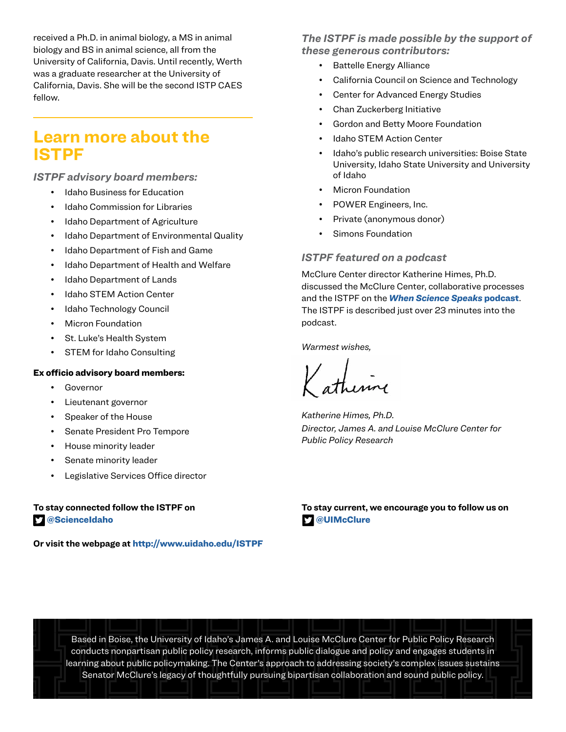received a Ph.D. in animal biology, a MS in animal biology and BS in animal science, all from the University of California, Davis. Until recently, Werth was a graduate researcher at the University of California, Davis. She will be the second ISTP CAES fellow.

## Learn more about the ISTPF

### *ISTPF advisory board members:*

- Idaho Business for Education
- Idaho Commission for Libraries
- Idaho Department of Agriculture
- Idaho Department of Environmental Quality
- Idaho Department of Fish and Game
- Idaho Department of Health and Welfare
- Idaho Department of Lands
- Idaho STEM Action Center
- Idaho Technology Council
- Micron Foundation
- St. Luke's Health System
- STEM for Idaho Consulting

**Ex officio advisory board members:**

- Governor
- Lieutenant governor
- Speaker of the House
- Senate President Pro Tempore
- House minority leader
- Senate minority leader
- Legislative Services Office director

### *The ISTPF is made possible by the support of these generous contributors:*

- Battelle Energy Alliance
- California Council on Science and Technology
- Center for Advanced Energy Studies
- Chan Zuckerberg Initiative
- Gordon and Betty Moore Foundation
- Idaho STEM Action Center
- Idaho's public research universities: Boise State University, Idaho State University and University of Idaho
- Micron Foundation
- POWER Engineers, Inc.
- Private (anonymous donor)
- Simons Foundation

### *ISTPF featured on a podcast*

McClure Center director Katherine Himes, Ph.D. discussed the McClure Center, collaborative processes and the ISTPF on the ***When Science Speaks* podcast**. The ISTPF is described just over 23 minutes into the podcast.

*Warmest wishes,*

Katherine

*Katherine Himes, Ph.D.*
*Director, James A. and Louise McClure Center for Public Policy Research*

**To stay connected follow the ISTPF on**
**@ScienceIdaho**

**Or visit the webpage at http://www.uidaho.edu/ISTPF**

**To stay current, we encourage you to follow us on**
**@UIMcClure**

Based in Boise, the University of Idaho's James A. and Louise McClure Center for Public Policy Research conducts nonpartisan public policy research, informs public dialogue and policy and engages students in learning about public policymaking. The Center's approach to addressing society's complex issues sustains Senator McClure's legacy of thoughtfully pursuing bipartisan collaboration and sound public policy.